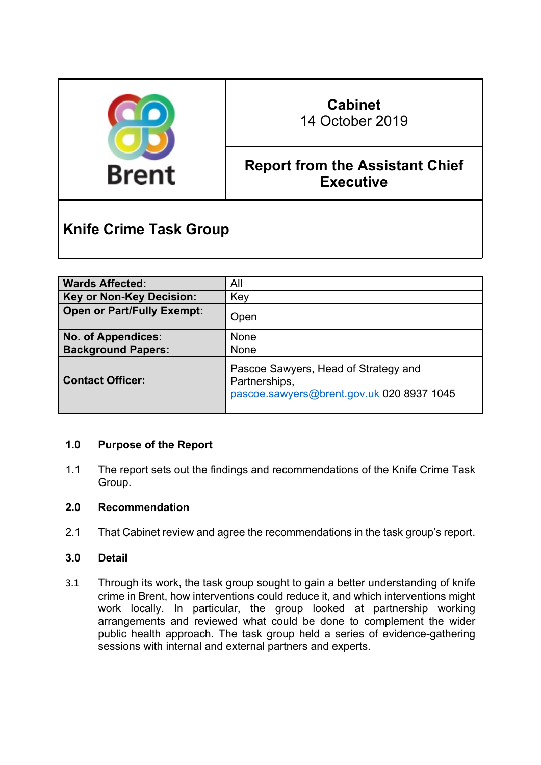| Brent | Cabinet<br>14 October 2019 |
|---|---|
| | **Report from the Assistant Chief Executive** |

# Knife Crime Task Group

| | |
|---|---|
| **Wards Affected:** | All |
| **Key or Non-Key Decision:** | Key |
| **Open or Part/Fully Exempt:** | Open |
| **No. of Appendices:** | None |
| **Background Papers:** | None |
| **Contact Officer:** | Pascoe Sawyers, Head of Strategy and Partnerships, pascoe.sawyers@brent.gov.uk 020 8937 1045 |

## 1.0 Purpose of the Report

1.1 The report sets out the findings and recommendations of the Knife Crime Task Group.

## 2.0 Recommendation

2.1 That Cabinet review and agree the recommendations in the task group's report.

## 3.0 Detail

3.1 Through its work, the task group sought to gain a better understanding of knife crime in Brent, how interventions could reduce it, and which interventions might work locally. In particular, the group looked at partnership working arrangements and reviewed what could be done to complement the wider public health approach. The task group held a series of evidence-gathering sessions with internal and external partners and experts.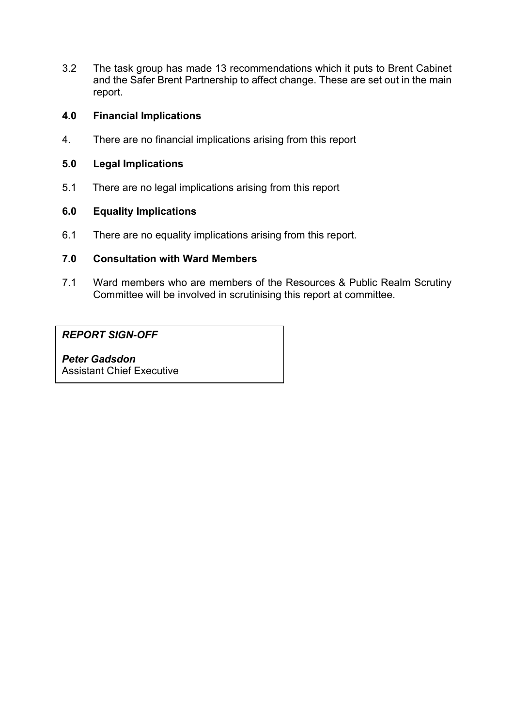3.2 The task group has made 13 recommendations which it puts to Brent Cabinet and the Safer Brent Partnership to affect change. These are set out in the main report.

## 4.0 Financial Implications

4. There are no financial implications arising from this report

## 5.0 Legal Implications

5.1 There are no legal implications arising from this report

## 6.0 Equality Implications

6.1 There are no equality implications arising from this report.

## 7.0 Consultation with Ward Members

7.1 Ward members who are members of the Resources & Public Realm Scrutiny Committee will be involved in scrutinising this report at committee.

***REPORT SIGN-OFF***

***Peter Gadsdon***
Assistant Chief Executive